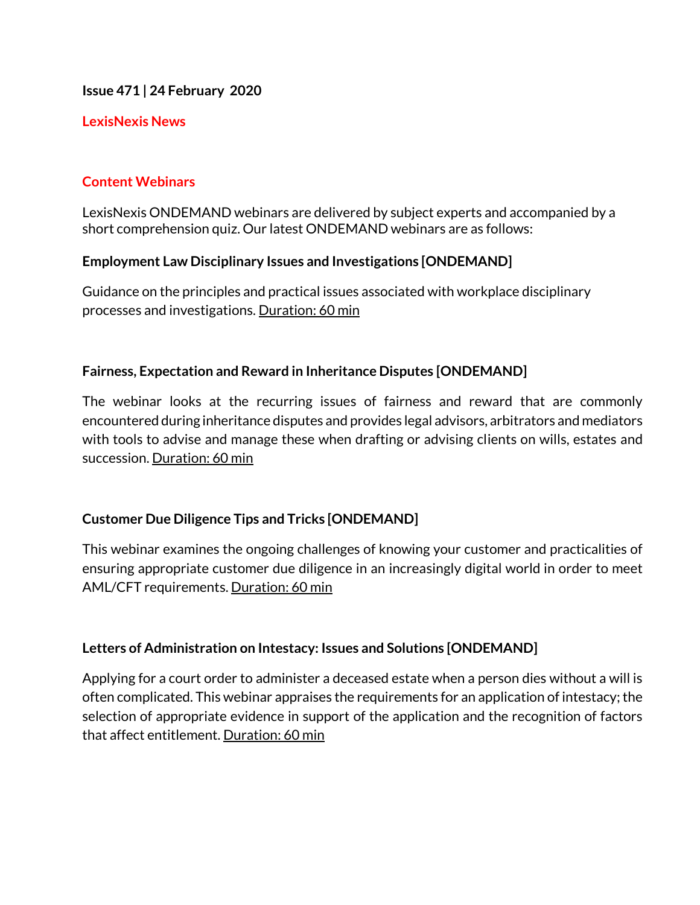**Issue 471 | 24 February 2020**

## LexisNexis News

## Content Webinars

LexisNexis ONDEMAND webinars are delivered by subject experts and accompanied by a short comprehension quiz. Our latest ONDEMAND webinars are as follows:

### Employment Law Disciplinary Issues and Investigations [ONDEMAND]

Guidance on the principles and practical issues associated with workplace disciplinary processes and investigations. Duration: 60 min

### Fairness, Expectation and Reward in Inheritance Disputes [ONDEMAND]

The webinar looks at the recurring issues of fairness and reward that are commonly encountered during inheritance disputes and provides legal advisors, arbitrators and mediators with tools to advise and manage these when drafting or advising clients on wills, estates and succession. Duration: 60 min

### Customer Due Diligence Tips and Tricks [ONDEMAND]

This webinar examines the ongoing challenges of knowing your customer and practicalities of ensuring appropriate customer due diligence in an increasingly digital world in order to meet AML/CFT requirements. Duration: 60 min

### Letters of Administration on Intestacy: Issues and Solutions [ONDEMAND]

Applying for a court order to administer a deceased estate when a person dies without a will is often complicated. This webinar appraises the requirements for an application of intestacy; the selection of appropriate evidence in support of the application and the recognition of factors that affect entitlement. Duration: 60 min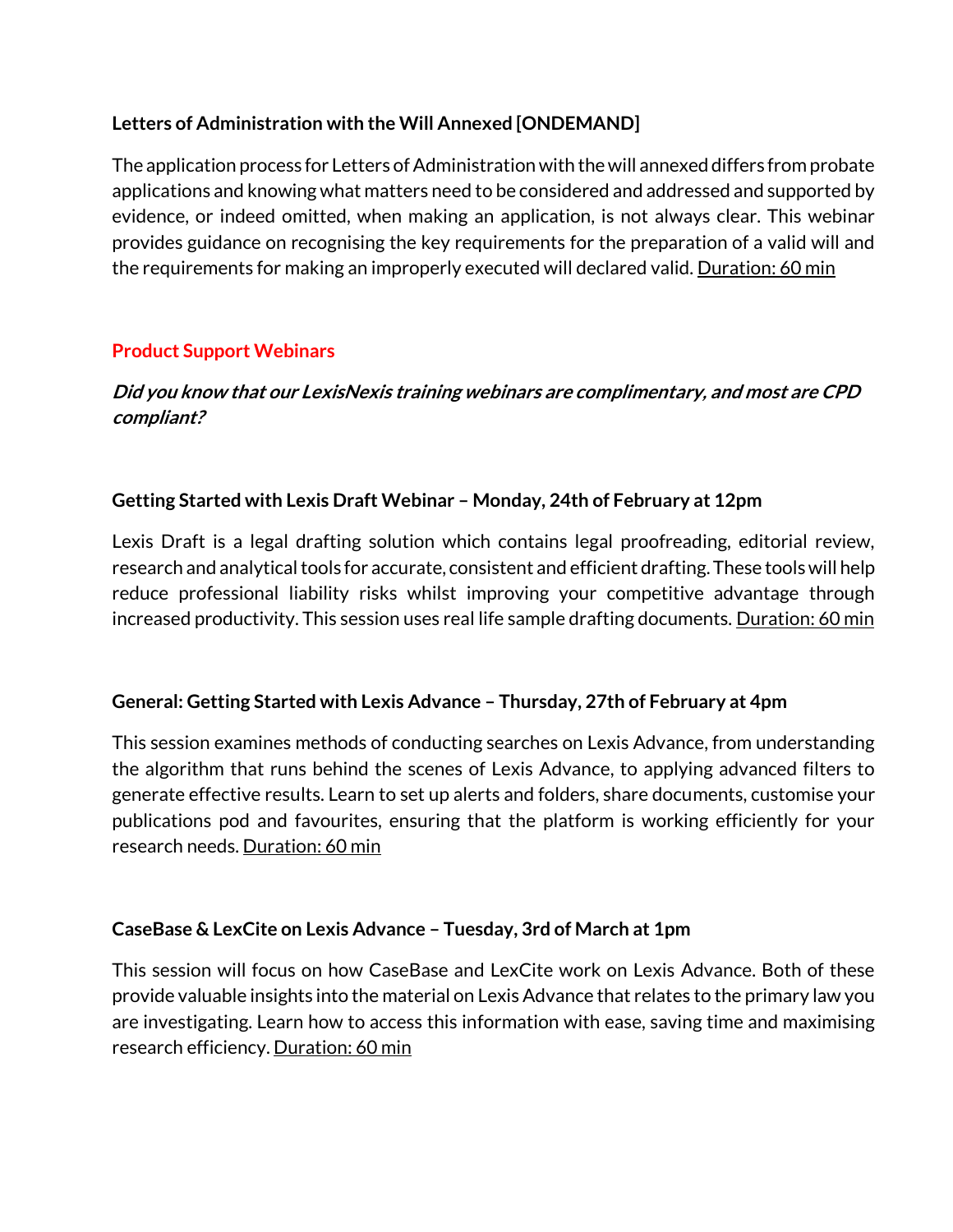**Letters of Administration with the Will Annexed [ONDEMAND]**

The application process for Letters of Administration with the will annexed differs from probate applications and knowing what matters need to be considered and addressed and supported by evidence, or indeed omitted, when making an application, is not always clear. This webinar provides guidance on recognising the key requirements for the preparation of a valid will and the requirements for making an improperly executed will declared valid. Duration: 60 min

## Product Support Webinars

***Did you know that our LexisNexis training webinars are complimentary, and most are CPD compliant?***

**Getting Started with Lexis Draft Webinar – Monday, 24th of February at 12pm**

Lexis Draft is a legal drafting solution which contains legal proofreading, editorial review, research and analytical tools for accurate, consistent and efficient drafting. These tools will help reduce professional liability risks whilst improving your competitive advantage through increased productivity. This session uses real life sample drafting documents. Duration: 60 min

**General: Getting Started with Lexis Advance – Thursday, 27th of February at 4pm**

This session examines methods of conducting searches on Lexis Advance, from understanding the algorithm that runs behind the scenes of Lexis Advance, to applying advanced filters to generate effective results. Learn to set up alerts and folders, share documents, customise your publications pod and favourites, ensuring that the platform is working efficiently for your research needs. Duration: 60 min

**CaseBase & LexCite on Lexis Advance – Tuesday, 3rd of March at 1pm**

This session will focus on how CaseBase and LexCite work on Lexis Advance. Both of these provide valuable insights into the material on Lexis Advance that relates to the primary law you are investigating. Learn how to access this information with ease, saving time and maximising research efficiency. Duration: 60 min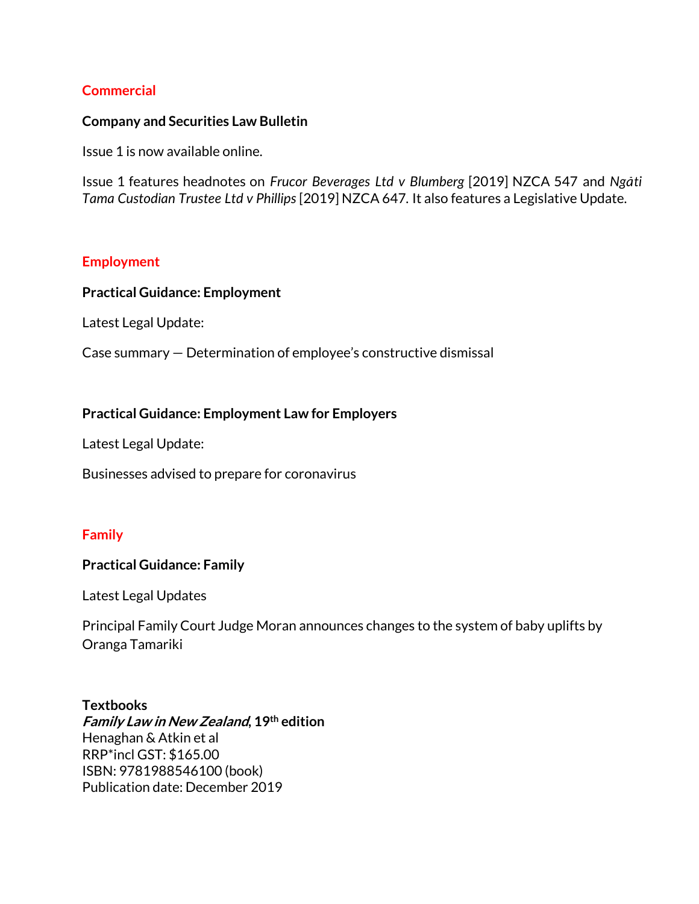## Commercial

### Company and Securities Law Bulletin

Issue 1 is now available online.

Issue 1 features headnotes on *Frucor Beverages Ltd v Blumberg* [2019] NZCA 547 and *Ngāti Tama Custodian Trustee Ltd v Phillips* [2019] NZCA 647. It also features a Legislative Update.

## Employment

### Practical Guidance: Employment

Latest Legal Update:

Case summary — Determination of employee's constructive dismissal

### Practical Guidance: Employment Law for Employers

Latest Legal Update:

Businesses advised to prepare for coronavirus

## Family

### Practical Guidance: Family

Latest Legal Updates

Principal Family Court Judge Moran announces changes to the system of baby uplifts by Oranga Tamariki

**Textbooks**
***Family Law in New Zealand*, 19th edition**
Henaghan & Atkin et al
RRP*incl GST: $165.00
ISBN: 9781988546100 (book)
Publication date: December 2019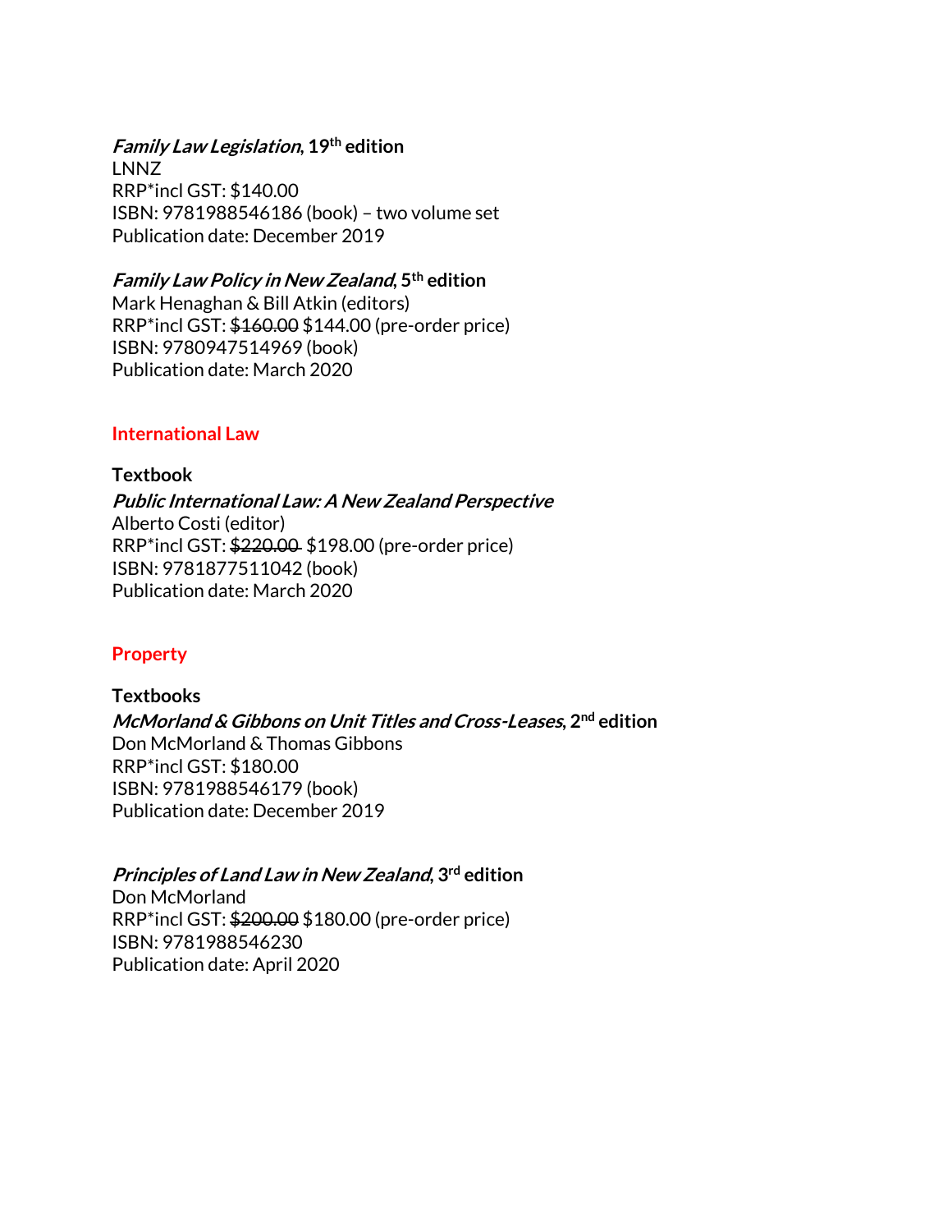***Family Law Legislation*, 19th edition**
LNNZ
RRP*incl GST: $140.00
ISBN: 9781988546186 (book) – two volume set
Publication date: December 2019

***Family Law Policy in New Zealand*, 5th edition**
Mark Henaghan & Bill Atkin (editors)
RRP*incl GST: ~~$160.00~~ $144.00 (pre-order price)
ISBN: 9780947514969 (book)
Publication date: March 2020

## International Law

**Textbook**

***Public International Law: A New Zealand Perspective***
Alberto Costi (editor)
RRP*incl GST: ~~$220.00~~ $198.00 (pre-order price)
ISBN: 9781877511042 (book)
Publication date: March 2020

## Property

**Textbooks**

***McMorland & Gibbons on Unit Titles and Cross-Leases*, 2nd edition**
Don McMorland & Thomas Gibbons
RRP*incl GST: $180.00
ISBN: 9781988546179 (book)
Publication date: December 2019

***Principles of Land Law in New Zealand*, 3rd edition**
Don McMorland
RRP*incl GST: ~~$200.00~~ $180.00 (pre-order price)
ISBN: 9781988546230
Publication date: April 2020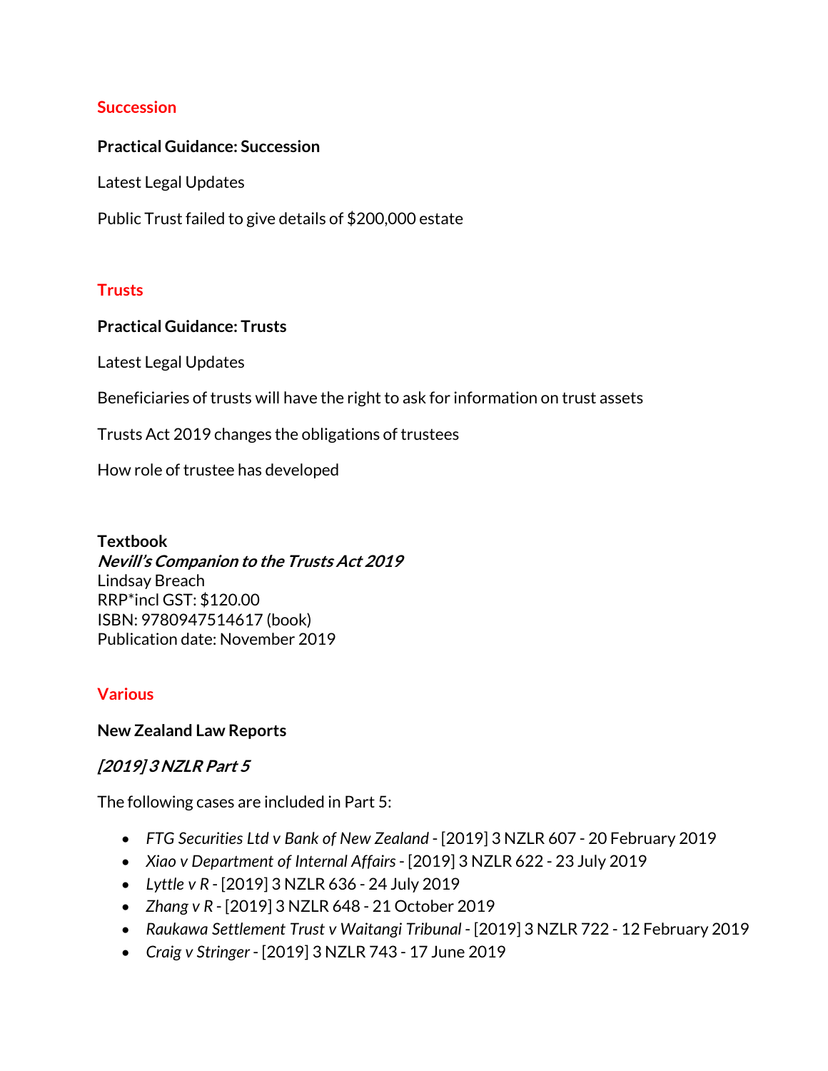## Succession

**Practical Guidance: Succession**

Latest Legal Updates

Public Trust failed to give details of $200,000 estate

## Trusts

**Practical Guidance: Trusts**

Latest Legal Updates

Beneficiaries of trusts will have the right to ask for information on trust assets

Trusts Act 2019 changes the obligations of trustees

How role of trustee has developed

**Textbook**
***Nevill's Companion to the Trusts Act 2019***
Lindsay Breach
RRP*incl GST: $120.00
ISBN: 9780947514617 (book)
Publication date: November 2019

## Various

**New Zealand Law Reports**

***[2019] 3 NZLR Part 5***

The following cases are included in Part 5:

- *FTG Securities Ltd v Bank of New Zealand* - [2019] 3 NZLR 607 - 20 February 2019
- *Xiao v Department of Internal Affairs* - [2019] 3 NZLR 622 - 23 July 2019
- *Lyttle v R* - [2019] 3 NZLR 636 - 24 July 2019
- *Zhang v R* - [2019] 3 NZLR 648 - 21 October 2019
- *Raukawa Settlement Trust v Waitangi Tribunal* - [2019] 3 NZLR 722 - 12 February 2019
- *Craig v Stringer* - [2019] 3 NZLR 743 - 17 June 2019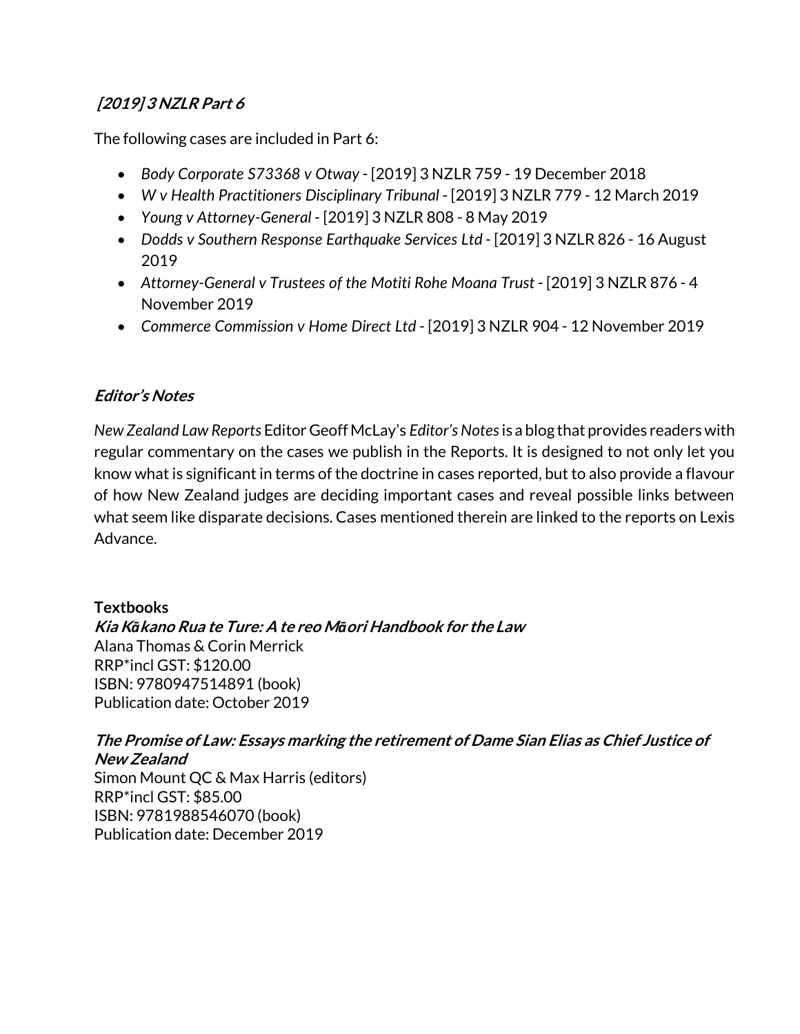### *[2019] 3 NZLR Part 6*

The following cases are included in Part 6:

- *Body Corporate S73368 v Otway* - [2019] 3 NZLR 759 - 19 December 2018
- *W v Health Practitioners Disciplinary Tribunal* - [2019] 3 NZLR 779 - 12 March 2019
- *Young v Attorney-General* - [2019] 3 NZLR 808 - 8 May 2019
- *Dodds v Southern Response Earthquake Services Ltd* - [2019] 3 NZLR 826 - 16 August 2019
- *Attorney-General v Trustees of the Motiti Rohe Moana Trust* - [2019] 3 NZLR 876 - 4 November 2019
- *Commerce Commission v Home Direct Ltd* - [2019] 3 NZLR 904 - 12 November 2019

### *Editor's Notes*

*New Zealand Law Reports* Editor Geoff McLay's *Editor's Notes* is a blog that provides readers with regular commentary on the cases we publish in the Reports. It is designed to not only let you know what is significant in terms of the doctrine in cases reported, but to also provide a flavour of how New Zealand judges are deciding important cases and reveal possible links between what seem like disparate decisions. Cases mentioned therein are linked to the reports on Lexis Advance.

**Textbooks**

***Kia Kākano Rua te Ture: A te reo Māori Handbook for the Law***
Alana Thomas & Corin Merrick
RRP*incl GST: $120.00
ISBN: 9780947514891 (book)
Publication date: October 2019

***The Promise of Law: Essays marking the retirement of Dame Sian Elias as Chief Justice of New Zealand***
Simon Mount QC & Max Harris (editors)
RRP*incl GST: $85.00
ISBN: 9781988546070 (book)
Publication date: December 2019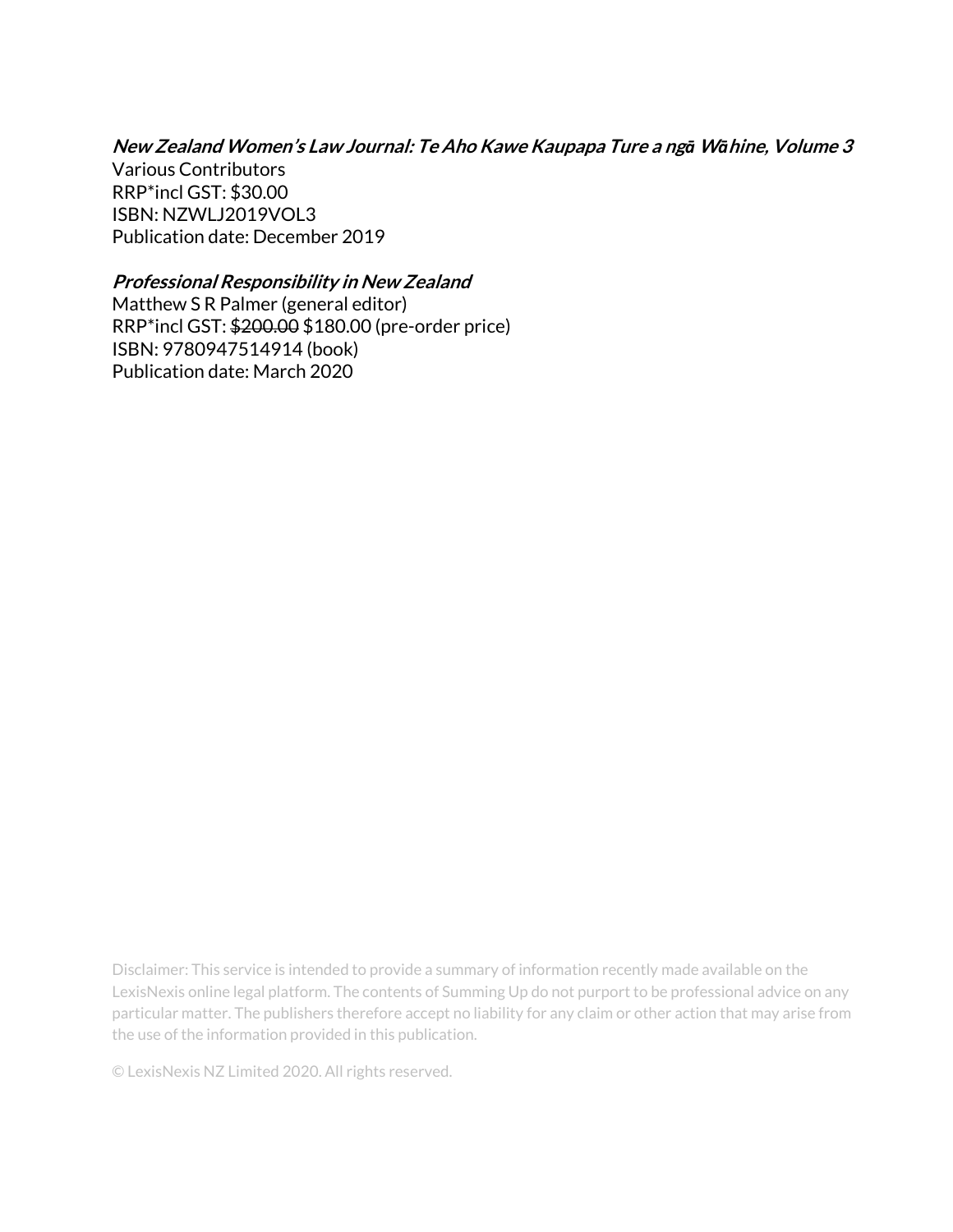***New Zealand Women's Law Journal: Te Aho Kawe Kaupapa Ture a ngā Wāhine, Volume 3***
Various Contributors
RRP*incl GST: $30.00
ISBN: NZWLJ2019VOL3
Publication date: December 2019

***Professional Responsibility in New Zealand***
Matthew S R Palmer (general editor)
RRP*incl GST: ~~$200.00~~ $180.00 (pre-order price)
ISBN: 9780947514914 (book)
Publication date: March 2020

Disclaimer: This service is intended to provide a summary of information recently made available on the LexisNexis online legal platform. The contents of Summing Up do not purport to be professional advice on any particular matter. The publishers therefore accept no liability for any claim or other action that may arise from the use of the information provided in this publication.

© LexisNexis NZ Limited 2020. All rights reserved.